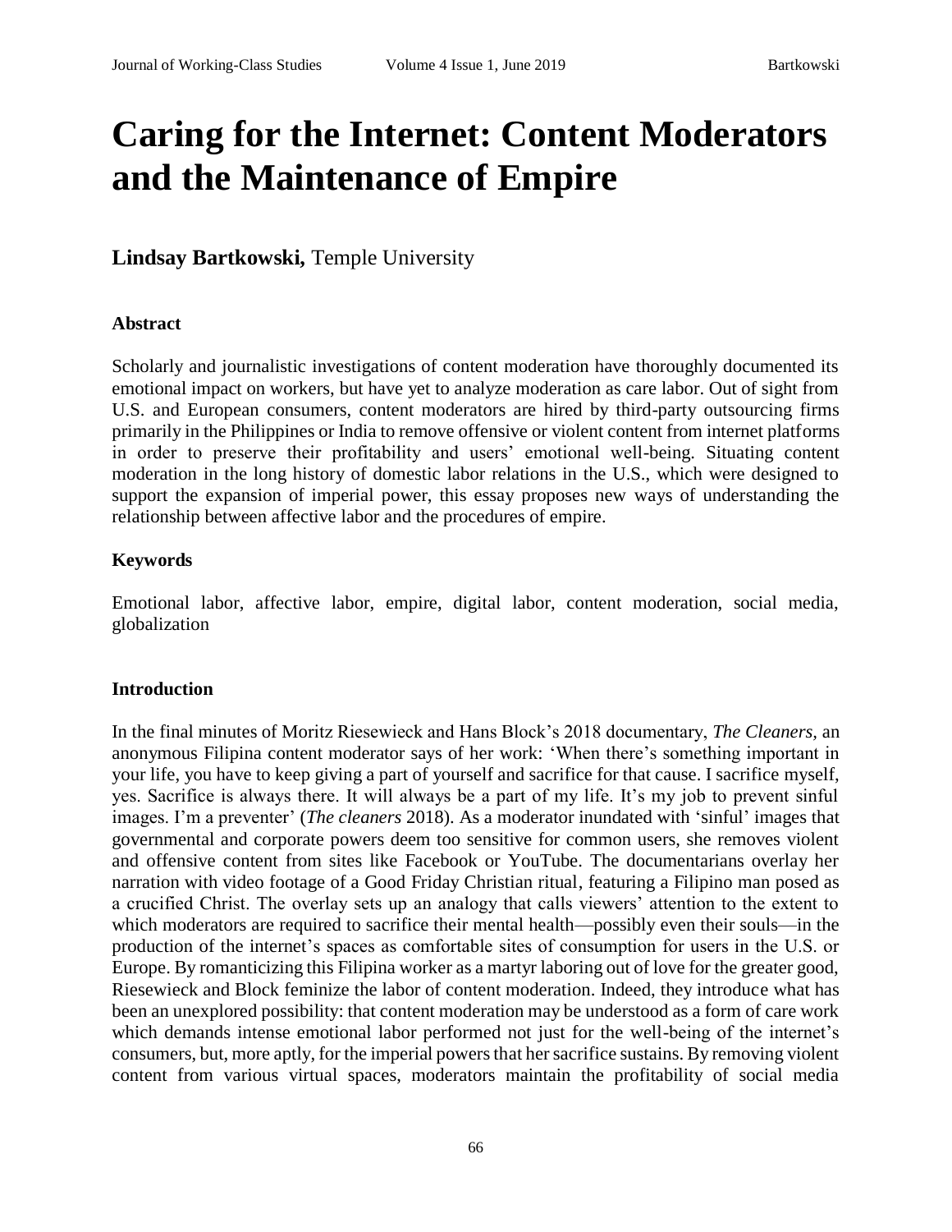# Caring for the Internet: Content Moderators and the Maintenance of Empire

**Lindsay Bartkowski,** Temple University

### Abstract

Scholarly and journalistic investigations of content moderation have thoroughly documented its emotional impact on workers, but have yet to analyze moderation as care labor. Out of sight from U.S. and European consumers, content moderators are hired by third-party outsourcing firms primarily in the Philippines or India to remove offensive or violent content from internet platforms in order to preserve their profitability and users' emotional well-being. Situating content moderation in the long history of domestic labor relations in the U.S., which were designed to support the expansion of imperial power, this essay proposes new ways of understanding the relationship between affective labor and the procedures of empire.

### Keywords

Emotional labor, affective labor, empire, digital labor, content moderation, social media, globalization

### Introduction

In the final minutes of Moritz Riesewieck and Hans Block's 2018 documentary, *The Cleaners*, an anonymous Filipina content moderator says of her work: 'When there's something important in your life, you have to keep giving a part of yourself and sacrifice for that cause. I sacrifice myself, yes. Sacrifice is always there. It will always be a part of my life. It's my job to prevent sinful images. I'm a preventer' (*The cleaners* 2018). As a moderator inundated with 'sinful' images that governmental and corporate powers deem too sensitive for common users, she removes violent and offensive content from sites like Facebook or YouTube. The documentarians overlay her narration with video footage of a Good Friday Christian ritual, featuring a Filipino man posed as a crucified Christ. The overlay sets up an analogy that calls viewers' attention to the extent to which moderators are required to sacrifice their mental health—possibly even their souls—in the production of the internet's spaces as comfortable sites of consumption for users in the U.S. or Europe. By romanticizing this Filipina worker as a martyr laboring out of love for the greater good, Riesewieck and Block feminize the labor of content moderation. Indeed, they introduce what has been an unexplored possibility: that content moderation may be understood as a form of care work which demands intense emotional labor performed not just for the well-being of the internet's consumers, but, more aptly, for the imperial powers that her sacrifice sustains. By removing violent content from various virtual spaces, moderators maintain the profitability of social media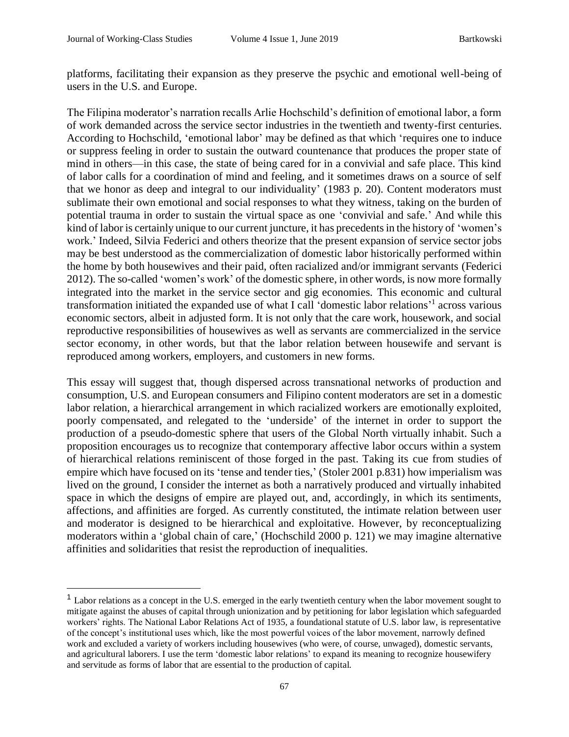platforms, facilitating their expansion as they preserve the psychic and emotional well-being of users in the U.S. and Europe.

The Filipina moderator's narration recalls Arlie Hochschild's definition of emotional labor, a form of work demanded across the service sector industries in the twentieth and twenty-first centuries. According to Hochschild, 'emotional labor' may be defined as that which 'requires one to induce or suppress feeling in order to sustain the outward countenance that produces the proper state of mind in others—in this case, the state of being cared for in a convivial and safe place. This kind of labor calls for a coordination of mind and feeling, and it sometimes draws on a source of self that we honor as deep and integral to our individuality' (1983 p. 20). Content moderators must sublimate their own emotional and social responses to what they witness, taking on the burden of potential trauma in order to sustain the virtual space as one 'convivial and safe.' And while this kind of labor is certainly unique to our current juncture, it has precedents in the history of 'women's work.' Indeed, Silvia Federici and others theorize that the present expansion of service sector jobs may be best understood as the commercialization of domestic labor historically performed within the home by both housewives and their paid, often racialized and/or immigrant servants (Federici 2012). The so-called 'women's work' of the domestic sphere, in other words, is now more formally integrated into the market in the service sector and gig economies. This economic and cultural transformation initiated the expanded use of what I call 'domestic labor relations'[1] across various economic sectors, albeit in adjusted form. It is not only that the care work, housework, and social reproductive responsibilities of housewives as well as servants are commercialized in the service sector economy, in other words, but that the labor relation between housewife and servant is reproduced among workers, employers, and customers in new forms.

This essay will suggest that, though dispersed across transnational networks of production and consumption, U.S. and European consumers and Filipino content moderators are set in a domestic labor relation, a hierarchical arrangement in which racialized workers are emotionally exploited, poorly compensated, and relegated to the 'underside' of the internet in order to support the production of a pseudo-domestic sphere that users of the Global North virtually inhabit. Such a proposition encourages us to recognize that contemporary affective labor occurs within a system of hierarchical relations reminiscent of those forged in the past. Taking its cue from studies of empire which have focused on its 'tense and tender ties,' (Stoler 2001 p.831) how imperialism was lived on the ground, I consider the internet as both a narratively produced and virtually inhabited space in which the designs of empire are played out, and, accordingly, in which its sentiments, affections, and affinities are forged. As currently constituted, the intimate relation between user and moderator is designed to be hierarchical and exploitative. However, by reconceptualizing moderators within a 'global chain of care,' (Hochschild 2000 p. 121) we may imagine alternative affinities and solidarities that resist the reproduction of inequalities.

[1] Labor relations as a concept in the U.S. emerged in the early twentieth century when the labor movement sought to mitigate against the abuses of capital through unionization and by petitioning for labor legislation which safeguarded workers' rights. The National Labor Relations Act of 1935, a foundational statute of U.S. labor law, is representative of the concept's institutional uses which, like the most powerful voices of the labor movement, narrowly defined work and excluded a variety of workers including housewives (who were, of course, unwaged), domestic servants, and agricultural laborers. I use the term 'domestic labor relations' to expand its meaning to recognize housewifery and servitude as forms of labor that are essential to the production of capital.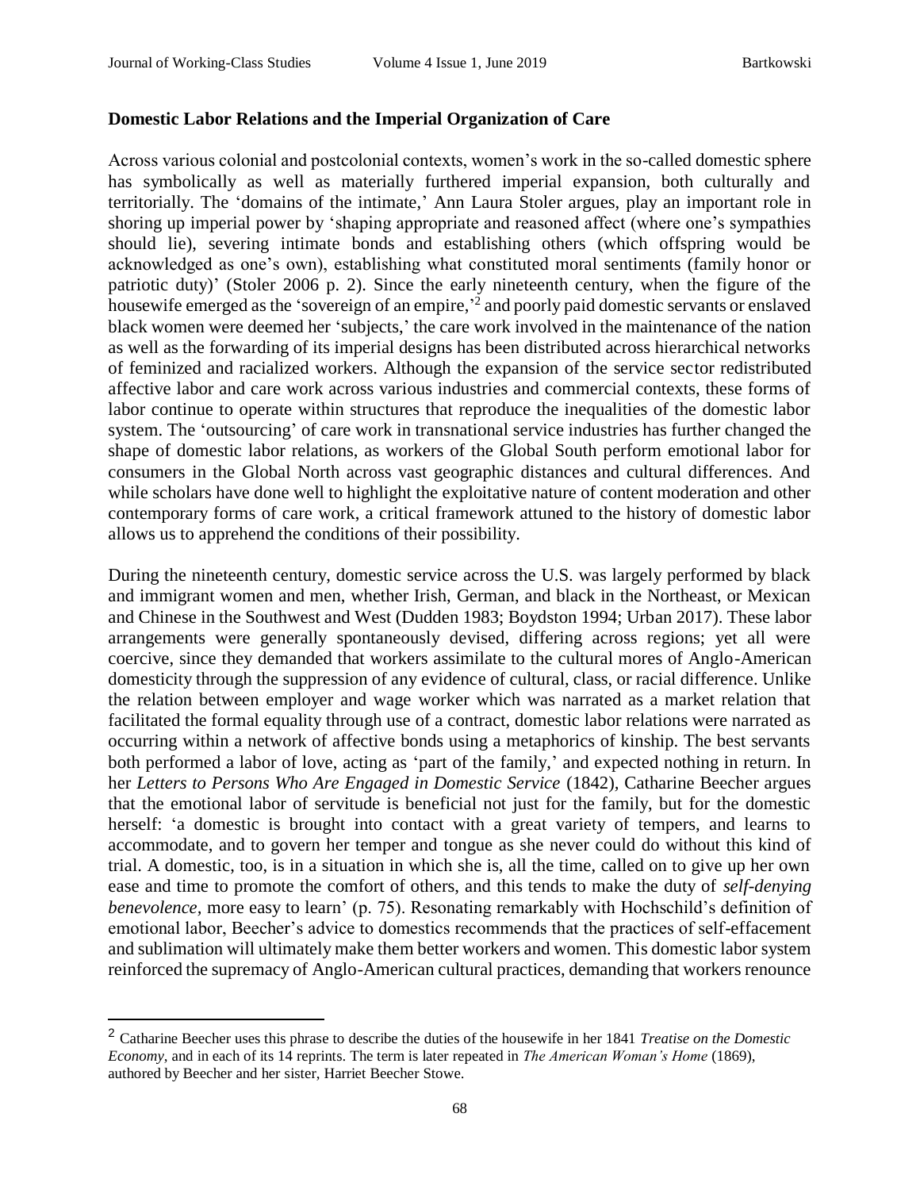## Domestic Labor Relations and the Imperial Organization of Care

Across various colonial and postcolonial contexts, women's work in the so-called domestic sphere has symbolically as well as materially furthered imperial expansion, both culturally and territorially. The 'domains of the intimate,' Ann Laura Stoler argues, play an important role in shoring up imperial power by 'shaping appropriate and reasoned affect (where one's sympathies should lie), severing intimate bonds and establishing others (which offspring would be acknowledged as one's own), establishing what constituted moral sentiments (family honor or patriotic duty)' (Stoler 2006 p. 2). Since the early nineteenth century, when the figure of the housewife emerged as the 'sovereign of an empire,'[2] and poorly paid domestic servants or enslaved black women were deemed her 'subjects,' the care work involved in the maintenance of the nation as well as the forwarding of its imperial designs has been distributed across hierarchical networks of feminized and racialized workers. Although the expansion of the service sector redistributed affective labor and care work across various industries and commercial contexts, these forms of labor continue to operate within structures that reproduce the inequalities of the domestic labor system. The 'outsourcing' of care work in transnational service industries has further changed the shape of domestic labor relations, as workers of the Global South perform emotional labor for consumers in the Global North across vast geographic distances and cultural differences. And while scholars have done well to highlight the exploitative nature of content moderation and other contemporary forms of care work, a critical framework attuned to the history of domestic labor allows us to apprehend the conditions of their possibility.

During the nineteenth century, domestic service across the U.S. was largely performed by black and immigrant women and men, whether Irish, German, and black in the Northeast, or Mexican and Chinese in the Southwest and West (Dudden 1983; Boydston 1994; Urban 2017). These labor arrangements were generally spontaneously devised, differing across regions; yet all were coercive, since they demanded that workers assimilate to the cultural mores of Anglo-American domesticity through the suppression of any evidence of cultural, class, or racial difference. Unlike the relation between employer and wage worker which was narrated as a market relation that facilitated the formal equality through use of a contract, domestic labor relations were narrated as occurring within a network of affective bonds using a metaphorics of kinship. The best servants both performed a labor of love, acting as 'part of the family,' and expected nothing in return. In her *Letters to Persons Who Are Engaged in Domestic Service* (1842), Catharine Beecher argues that the emotional labor of servitude is beneficial not just for the family, but for the domestic herself: 'a domestic is brought into contact with a great variety of tempers, and learns to accommodate, and to govern her temper and tongue as she never could do without this kind of trial. A domestic, too, is in a situation in which she is, all the time, called on to give up her own ease and time to promote the comfort of others, and this tends to make the duty of *self-denying benevolence*, more easy to learn' (p. 75). Resonating remarkably with Hochschild's definition of emotional labor, Beecher's advice to domestics recommends that the practices of self-effacement and sublimation will ultimately make them better workers and women. This domestic labor system reinforced the supremacy of Anglo-American cultural practices, demanding that workers renounce

[2] Catharine Beecher uses this phrase to describe the duties of the housewife in her 1841 *Treatise on the Domestic Economy*, and in each of its 14 reprints. The term is later repeated in *The American Woman's Home* (1869), authored by Beecher and her sister, Harriet Beecher Stowe.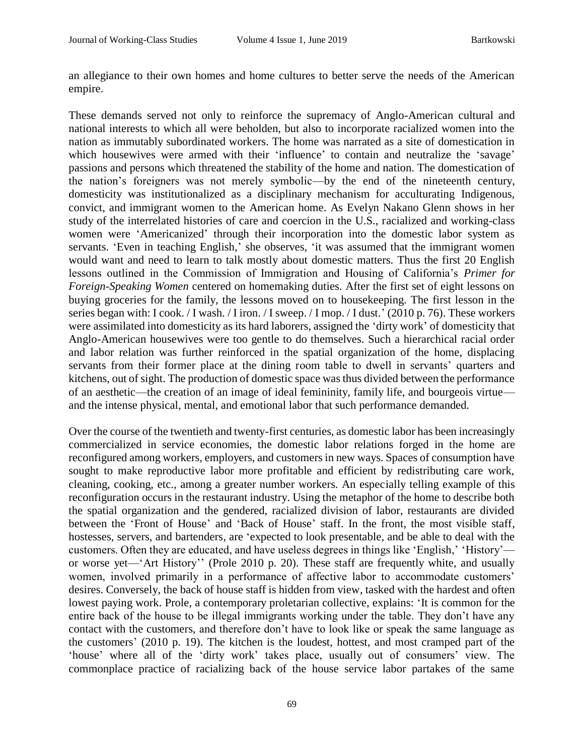an allegiance to their own homes and home cultures to better serve the needs of the American empire.

These demands served not only to reinforce the supremacy of Anglo-American cultural and national interests to which all were beholden, but also to incorporate racialized women into the nation as immutably subordinated workers. The home was narrated as a site of domestication in which housewives were armed with their 'influence' to contain and neutralize the 'savage' passions and persons which threatened the stability of the home and nation. The domestication of the nation's foreigners was not merely symbolic—by the end of the nineteenth century, domesticity was institutionalized as a disciplinary mechanism for acculturating Indigenous, convict, and immigrant women to the American home. As Evelyn Nakano Glenn shows in her study of the interrelated histories of care and coercion in the U.S., racialized and working-class women were 'Americanized' through their incorporation into the domestic labor system as servants. 'Even in teaching English,' she observes, 'it was assumed that the immigrant women would want and need to learn to talk mostly about domestic matters. Thus the first 20 English lessons outlined in the Commission of Immigration and Housing of California's *Primer for Foreign-Speaking Women* centered on homemaking duties. After the first set of eight lessons on buying groceries for the family, the lessons moved on to housekeeping. The first lesson in the series began with: I cook. / I wash. / I iron. / I sweep. / I mop. / I dust.' (2010 p. 76). These workers were assimilated into domesticity as its hard laborers, assigned the 'dirty work' of domesticity that Anglo-American housewives were too gentle to do themselves. Such a hierarchical racial order and labor relation was further reinforced in the spatial organization of the home, displacing servants from their former place at the dining room table to dwell in servants' quarters and kitchens, out of sight. The production of domestic space was thus divided between the performance of an aesthetic—the creation of an image of ideal femininity, family life, and bourgeois virtue—and the intense physical, mental, and emotional labor that such performance demanded.

Over the course of the twentieth and twenty-first centuries, as domestic labor has been increasingly commercialized in service economies, the domestic labor relations forged in the home are reconfigured among workers, employers, and customers in new ways. Spaces of consumption have sought to make reproductive labor more profitable and efficient by redistributing care work, cleaning, cooking, etc., among a greater number workers. An especially telling example of this reconfiguration occurs in the restaurant industry. Using the metaphor of the home to describe both the spatial organization and the gendered, racialized division of labor, restaurants are divided between the 'Front of House' and 'Back of House' staff. In the front, the most visible staff, hostesses, servers, and bartenders, are 'expected to look presentable, and be able to deal with the customers. Often they are educated, and have useless degrees in things like 'English,' 'History'—or worse yet—'Art History'' (Prole 2010 p. 20). These staff are frequently white, and usually women, involved primarily in a performance of affective labor to accommodate customers' desires. Conversely, the back of house staff is hidden from view, tasked with the hardest and often lowest paying work. Prole, a contemporary proletarian collective, explains: 'It is common for the entire back of the house to be illegal immigrants working under the table. They don't have any contact with the customers, and therefore don't have to look like or speak the same language as the customers' (2010 p. 19). The kitchen is the loudest, hottest, and most cramped part of the 'house' where all of the 'dirty work' takes place, usually out of consumers' view. The commonplace practice of racializing back of the house service labor partakes of the same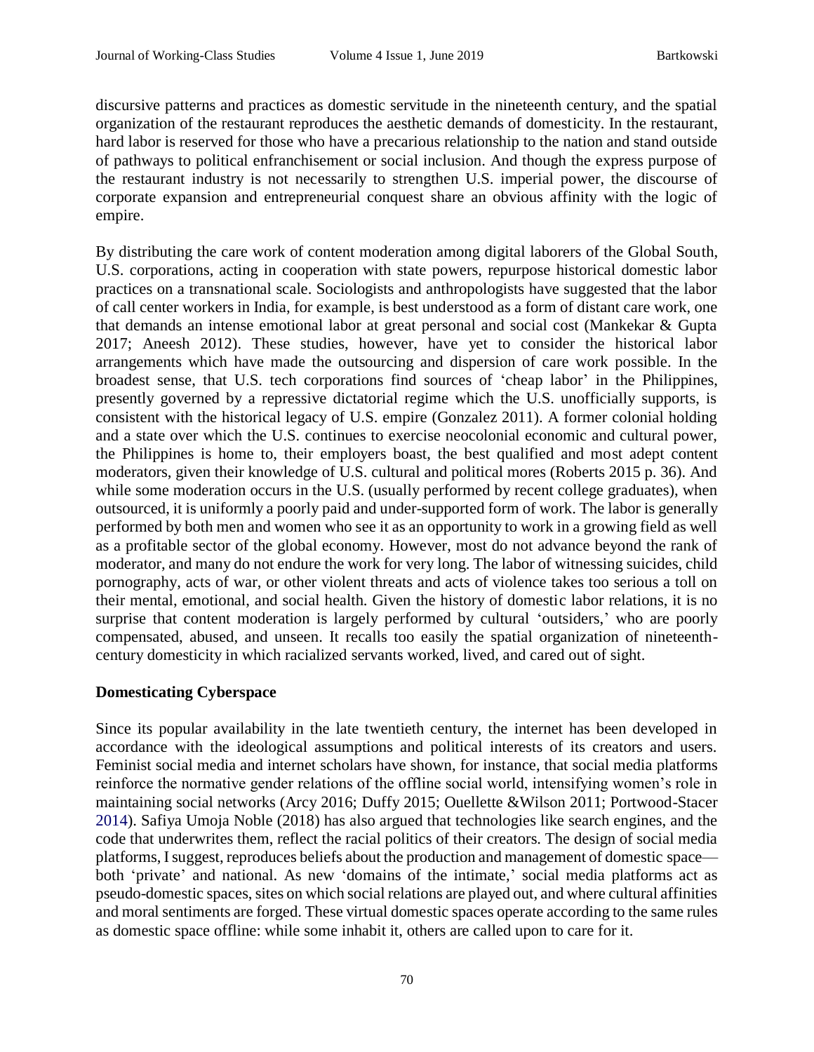discursive patterns and practices as domestic servitude in the nineteenth century, and the spatial organization of the restaurant reproduces the aesthetic demands of domesticity. In the restaurant, hard labor is reserved for those who have a precarious relationship to the nation and stand outside of pathways to political enfranchisement or social inclusion. And though the express purpose of the restaurant industry is not necessarily to strengthen U.S. imperial power, the discourse of corporate expansion and entrepreneurial conquest share an obvious affinity with the logic of empire.

By distributing the care work of content moderation among digital laborers of the Global South, U.S. corporations, acting in cooperation with state powers, repurpose historical domestic labor practices on a transnational scale. Sociologists and anthropologists have suggested that the labor of call center workers in India, for example, is best understood as a form of distant care work, one that demands an intense emotional labor at great personal and social cost (Mankekar & Gupta 2017; Aneesh 2012). These studies, however, have yet to consider the historical labor arrangements which have made the outsourcing and dispersion of care work possible. In the broadest sense, that U.S. tech corporations find sources of 'cheap labor' in the Philippines, presently governed by a repressive dictatorial regime which the U.S. unofficially supports, is consistent with the historical legacy of U.S. empire (Gonzalez 2011). A former colonial holding and a state over which the U.S. continues to exercise neocolonial economic and cultural power, the Philippines is home to, their employers boast, the best qualified and most adept content moderators, given their knowledge of U.S. cultural and political mores (Roberts 2015 p. 36). And while some moderation occurs in the U.S. (usually performed by recent college graduates), when outsourced, it is uniformly a poorly paid and under-supported form of work. The labor is generally performed by both men and women who see it as an opportunity to work in a growing field as well as a profitable sector of the global economy. However, most do not advance beyond the rank of moderator, and many do not endure the work for very long. The labor of witnessing suicides, child pornography, acts of war, or other violent threats and acts of violence takes too serious a toll on their mental, emotional, and social health. Given the history of domestic labor relations, it is no surprise that content moderation is largely performed by cultural 'outsiders,' who are poorly compensated, abused, and unseen. It recalls too easily the spatial organization of nineteenth-century domesticity in which racialized servants worked, lived, and cared out of sight.

**Domesticating Cyberspace**

Since its popular availability in the late twentieth century, the internet has been developed in accordance with the ideological assumptions and political interests of its creators and users. Feminist social media and internet scholars have shown, for instance, that social media platforms reinforce the normative gender relations of the offline social world, intensifying women's role in maintaining social networks (Arcy 2016; Duffy 2015; Ouellette &Wilson 2011; Portwood-Stacer 2014). Safiya Umoja Noble (2018) has also argued that technologies like search engines, and the code that underwrites them, reflect the racial politics of their creators. The design of social media platforms, I suggest, reproduces beliefs about the production and management of domestic space—both 'private' and national. As new 'domains of the intimate,' social media platforms act as pseudo-domestic spaces, sites on which social relations are played out, and where cultural affinities and moral sentiments are forged. These virtual domestic spaces operate according to the same rules as domestic space offline: while some inhabit it, others are called upon to care for it.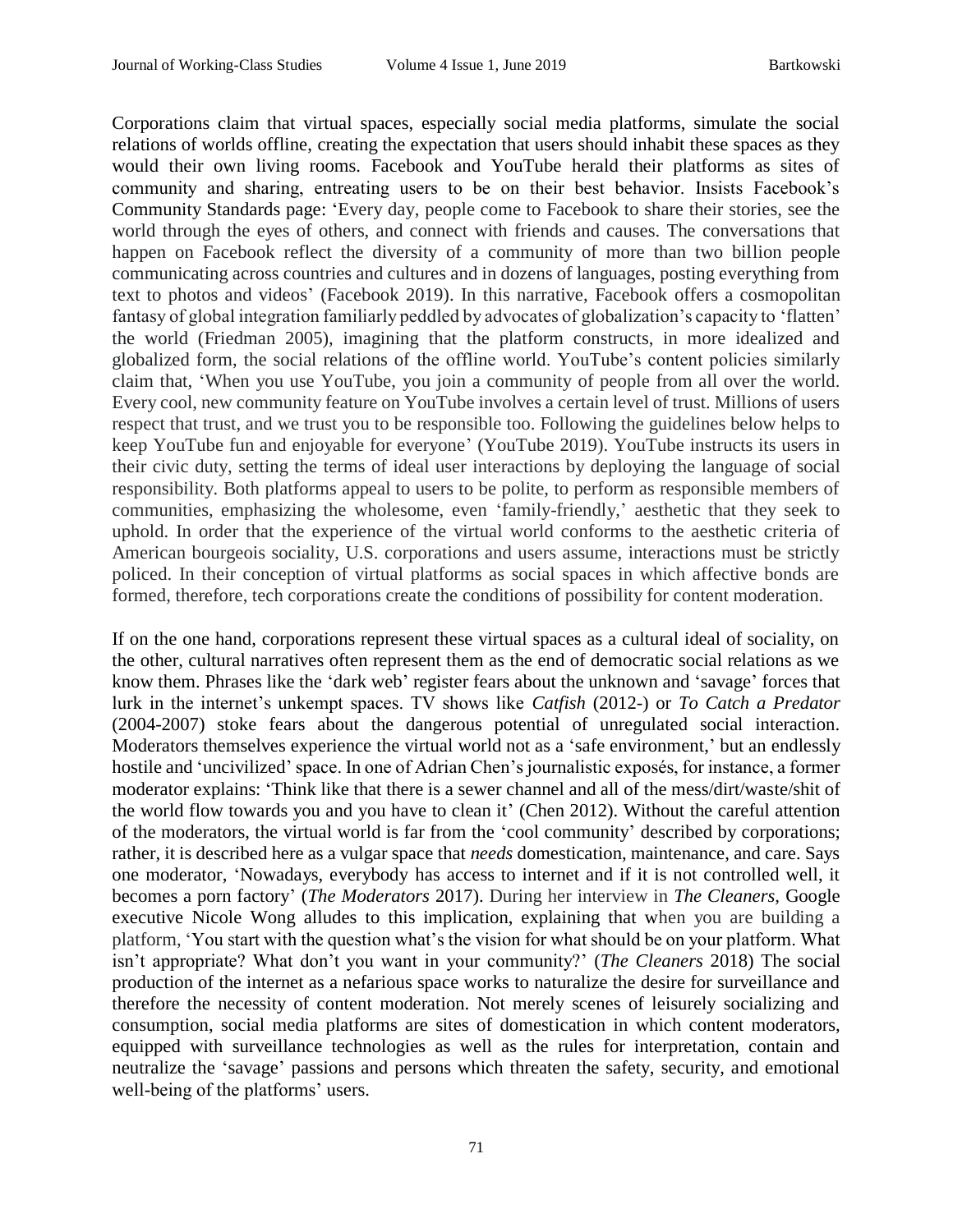Corporations claim that virtual spaces, especially social media platforms, simulate the social relations of worlds offline, creating the expectation that users should inhabit these spaces as they would their own living rooms. Facebook and YouTube herald their platforms as sites of community and sharing, entreating users to be on their best behavior. Insists Facebook's Community Standards page: 'Every day, people come to Facebook to share their stories, see the world through the eyes of others, and connect with friends and causes. The conversations that happen on Facebook reflect the diversity of a community of more than two billion people communicating across countries and cultures and in dozens of languages, posting everything from text to photos and videos' (Facebook 2019). In this narrative, Facebook offers a cosmopolitan fantasy of global integration familiarly peddled by advocates of globalization's capacity to 'flatten' the world (Friedman 2005), imagining that the platform constructs, in more idealized and globalized form, the social relations of the offline world. YouTube's content policies similarly claim that, 'When you use YouTube, you join a community of people from all over the world. Every cool, new community feature on YouTube involves a certain level of trust. Millions of users respect that trust, and we trust you to be responsible too. Following the guidelines below helps to keep YouTube fun and enjoyable for everyone' (YouTube 2019). YouTube instructs its users in their civic duty, setting the terms of ideal user interactions by deploying the language of social responsibility. Both platforms appeal to users to be polite, to perform as responsible members of communities, emphasizing the wholesome, even 'family-friendly,' aesthetic that they seek to uphold. In order that the experience of the virtual world conforms to the aesthetic criteria of American bourgeois sociality, U.S. corporations and users assume, interactions must be strictly policed. In their conception of virtual platforms as social spaces in which affective bonds are formed, therefore, tech corporations create the conditions of possibility for content moderation.

If on the one hand, corporations represent these virtual spaces as a cultural ideal of sociality, on the other, cultural narratives often represent them as the end of democratic social relations as we know them. Phrases like the 'dark web' register fears about the unknown and 'savage' forces that lurk in the internet's unkempt spaces. TV shows like *Catfish* (2012-) or *To Catch a Predator* (2004-2007) stoke fears about the dangerous potential of unregulated social interaction. Moderators themselves experience the virtual world not as a 'safe environment,' but an endlessly hostile and 'uncivilized' space. In one of Adrian Chen's journalistic exposés, for instance, a former moderator explains: 'Think like that there is a sewer channel and all of the mess/dirt/waste/shit of the world flow towards you and you have to clean it' (Chen 2012). Without the careful attention of the moderators, the virtual world is far from the 'cool community' described by corporations; rather, it is described here as a vulgar space that *needs* domestication, maintenance, and care. Says one moderator, 'Nowadays, everybody has access to internet and if it is not controlled well, it becomes a porn factory' (*The Moderators* 2017). During her interview in *The Cleaners*, Google executive Nicole Wong alludes to this implication, explaining that when you are building a platform, 'You start with the question what's the vision for what should be on your platform. What isn't appropriate? What don't you want in your community?' (*The Cleaners* 2018) The social production of the internet as a nefarious space works to naturalize the desire for surveillance and therefore the necessity of content moderation. Not merely scenes of leisurely socializing and consumption, social media platforms are sites of domestication in which content moderators, equipped with surveillance technologies as well as the rules for interpretation, contain and neutralize the 'savage' passions and persons which threaten the safety, security, and emotional well-being of the platforms' users.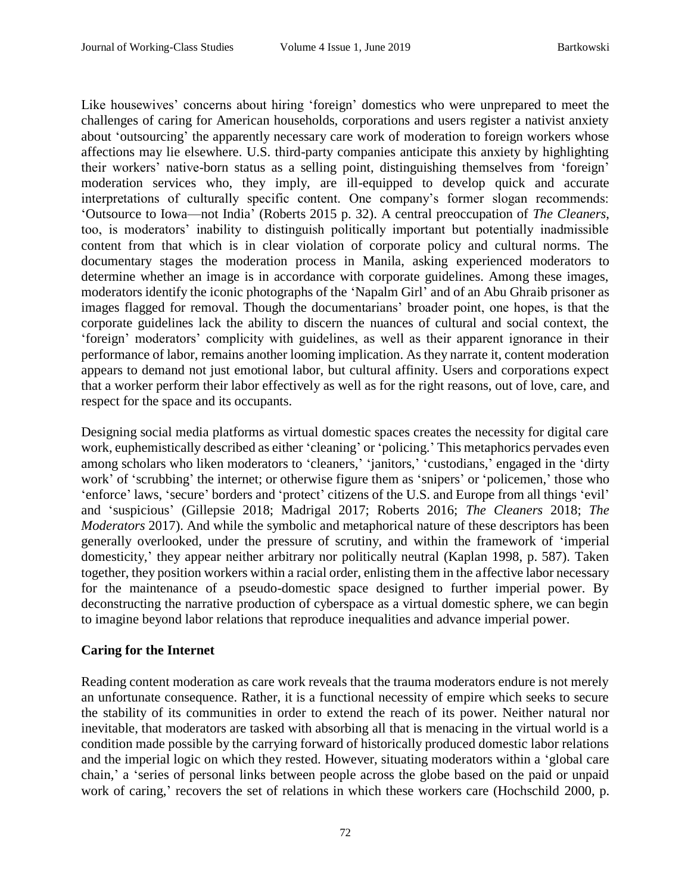Like housewives' concerns about hiring 'foreign' domestics who were unprepared to meet the challenges of caring for American households, corporations and users register a nativist anxiety about 'outsourcing' the apparently necessary care work of moderation to foreign workers whose affections may lie elsewhere. U.S. third-party companies anticipate this anxiety by highlighting their workers' native-born status as a selling point, distinguishing themselves from 'foreign' moderation services who, they imply, are ill-equipped to develop quick and accurate interpretations of culturally specific content. One company's former slogan recommends: 'Outsource to Iowa—not India' (Roberts 2015 p. 32). A central preoccupation of *The Cleaners*, too, is moderators' inability to distinguish politically important but potentially inadmissible content from that which is in clear violation of corporate policy and cultural norms. The documentary stages the moderation process in Manila, asking experienced moderators to determine whether an image is in accordance with corporate guidelines. Among these images, moderators identify the iconic photographs of the 'Napalm Girl' and of an Abu Ghraib prisoner as images flagged for removal. Though the documentarians' broader point, one hopes, is that the corporate guidelines lack the ability to discern the nuances of cultural and social context, the 'foreign' moderators' complicity with guidelines, as well as their apparent ignorance in their performance of labor, remains another looming implication. As they narrate it, content moderation appears to demand not just emotional labor, but cultural affinity. Users and corporations expect that a worker perform their labor effectively as well as for the right reasons, out of love, care, and respect for the space and its occupants.

Designing social media platforms as virtual domestic spaces creates the necessity for digital care work, euphemistically described as either 'cleaning' or 'policing.' This metaphorics pervades even among scholars who liken moderators to 'cleaners,' 'janitors,' 'custodians,' engaged in the 'dirty work' of 'scrubbing' the internet; or otherwise figure them as 'snipers' or 'policemen,' those who 'enforce' laws, 'secure' borders and 'protect' citizens of the U.S. and Europe from all things 'evil' and 'suspicious' (Gillepsie 2018; Madrigal 2017; Roberts 2016; *The Cleaners* 2018; *The Moderators* 2017). And while the symbolic and metaphorical nature of these descriptors has been generally overlooked, under the pressure of scrutiny, and within the framework of 'imperial domesticity,' they appear neither arbitrary nor politically neutral (Kaplan 1998, p. 587). Taken together, they position workers within a racial order, enlisting them in the affective labor necessary for the maintenance of a pseudo-domestic space designed to further imperial power. By deconstructing the narrative production of cyberspace as a virtual domestic sphere, we can begin to imagine beyond labor relations that reproduce inequalities and advance imperial power.

## Caring for the Internet

Reading content moderation as care work reveals that the trauma moderators endure is not merely an unfortunate consequence. Rather, it is a functional necessity of empire which seeks to secure the stability of its communities in order to extend the reach of its power. Neither natural nor inevitable, that moderators are tasked with absorbing all that is menacing in the virtual world is a condition made possible by the carrying forward of historically produced domestic labor relations and the imperial logic on which they rested. However, situating moderators within a 'global care chain,' a 'series of personal links between people across the globe based on the paid or unpaid work of caring,' recovers the set of relations in which these workers care (Hochschild 2000, p.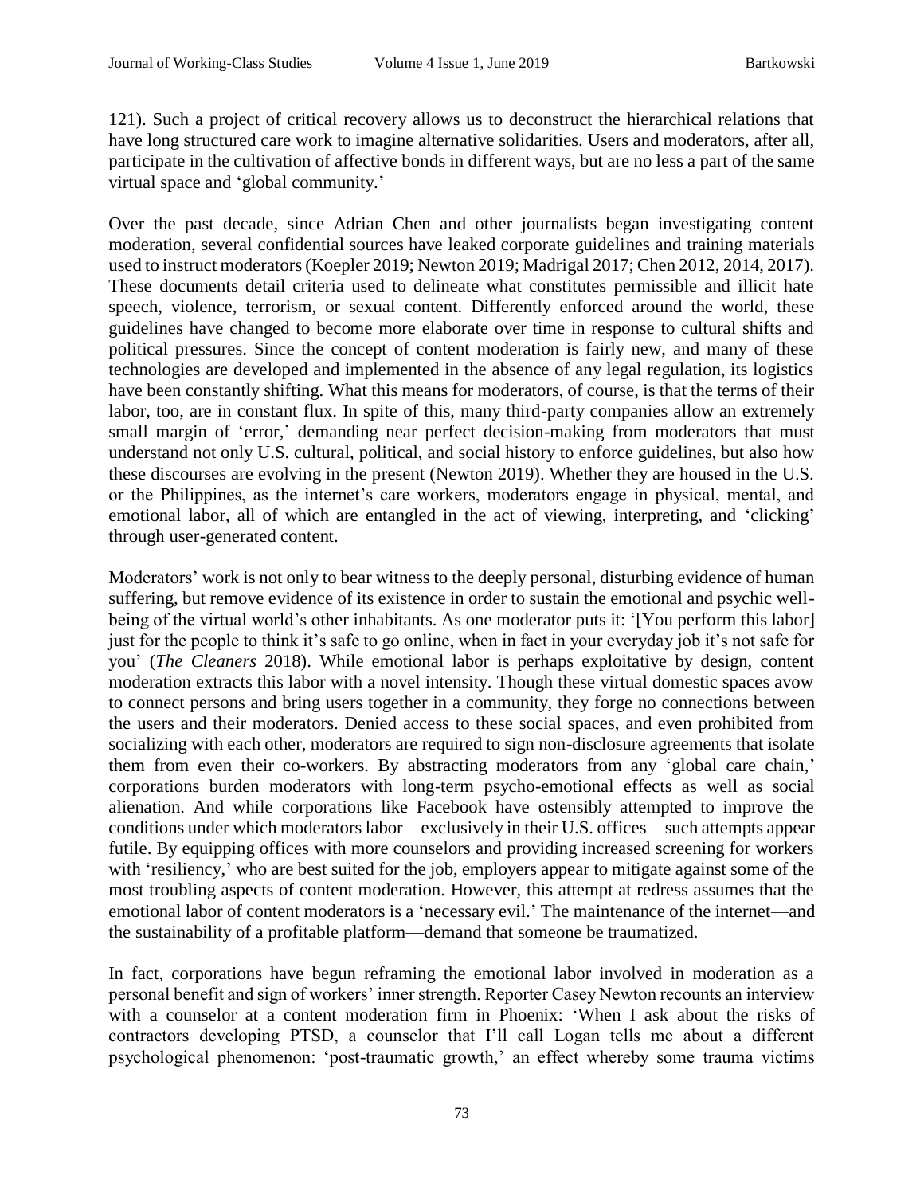121). Such a project of critical recovery allows us to deconstruct the hierarchical relations that have long structured care work to imagine alternative solidarities. Users and moderators, after all, participate in the cultivation of affective bonds in different ways, but are no less a part of the same virtual space and 'global community.'

Over the past decade, since Adrian Chen and other journalists began investigating content moderation, several confidential sources have leaked corporate guidelines and training materials used to instruct moderators (Koepler 2019; Newton 2019; Madrigal 2017; Chen 2012, 2014, 2017). These documents detail criteria used to delineate what constitutes permissible and illicit hate speech, violence, terrorism, or sexual content. Differently enforced around the world, these guidelines have changed to become more elaborate over time in response to cultural shifts and political pressures. Since the concept of content moderation is fairly new, and many of these technologies are developed and implemented in the absence of any legal regulation, its logistics have been constantly shifting. What this means for moderators, of course, is that the terms of their labor, too, are in constant flux. In spite of this, many third-party companies allow an extremely small margin of 'error,' demanding near perfect decision-making from moderators that must understand not only U.S. cultural, political, and social history to enforce guidelines, but also how these discourses are evolving in the present (Newton 2019). Whether they are housed in the U.S. or the Philippines, as the internet's care workers, moderators engage in physical, mental, and emotional labor, all of which are entangled in the act of viewing, interpreting, and 'clicking' through user-generated content.

Moderators' work is not only to bear witness to the deeply personal, disturbing evidence of human suffering, but remove evidence of its existence in order to sustain the emotional and psychic well-being of the virtual world's other inhabitants. As one moderator puts it: '[You perform this labor] just for the people to think it's safe to go online, when in fact in your everyday job it's not safe for you' (*The Cleaners* 2018). While emotional labor is perhaps exploitative by design, content moderation extracts this labor with a novel intensity. Though these virtual domestic spaces avow to connect persons and bring users together in a community, they forge no connections between the users and their moderators. Denied access to these social spaces, and even prohibited from socializing with each other, moderators are required to sign non-disclosure agreements that isolate them from even their co-workers. By abstracting moderators from any 'global care chain,' corporations burden moderators with long-term psycho-emotional effects as well as social alienation. And while corporations like Facebook have ostensibly attempted to improve the conditions under which moderators labor—exclusively in their U.S. offices—such attempts appear futile. By equipping offices with more counselors and providing increased screening for workers with 'resiliency,' who are best suited for the job, employers appear to mitigate against some of the most troubling aspects of content moderation. However, this attempt at redress assumes that the emotional labor of content moderators is a 'necessary evil.' The maintenance of the internet—and the sustainability of a profitable platform—demand that someone be traumatized.

In fact, corporations have begun reframing the emotional labor involved in moderation as a personal benefit and sign of workers' inner strength. Reporter Casey Newton recounts an interview with a counselor at a content moderation firm in Phoenix: 'When I ask about the risks of contractors developing PTSD, a counselor that I'll call Logan tells me about a different psychological phenomenon: 'post-traumatic growth,' an effect whereby some trauma victims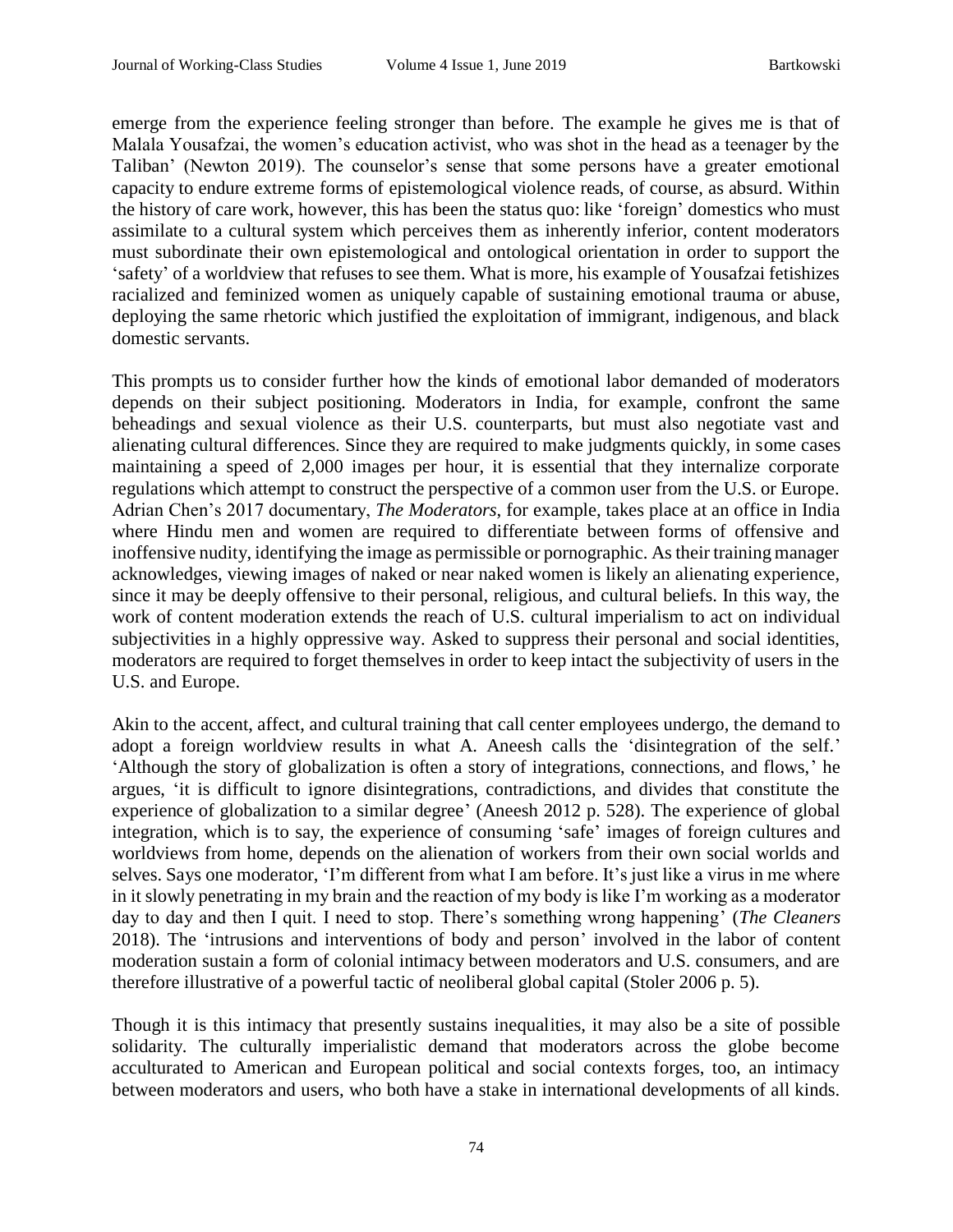emerge from the experience feeling stronger than before. The example he gives me is that of Malala Yousafzai, the women's education activist, who was shot in the head as a teenager by the Taliban' (Newton 2019). The counselor's sense that some persons have a greater emotional capacity to endure extreme forms of epistemological violence reads, of course, as absurd. Within the history of care work, however, this has been the status quo: like 'foreign' domestics who must assimilate to a cultural system which perceives them as inherently inferior, content moderators must subordinate their own epistemological and ontological orientation in order to support the 'safety' of a worldview that refuses to see them. What is more, his example of Yousafzai fetishizes racialized and feminized women as uniquely capable of sustaining emotional trauma or abuse, deploying the same rhetoric which justified the exploitation of immigrant, indigenous, and black domestic servants.

This prompts us to consider further how the kinds of emotional labor demanded of moderators depends on their subject positioning. Moderators in India, for example, confront the same beheadings and sexual violence as their U.S. counterparts, but must also negotiate vast and alienating cultural differences. Since they are required to make judgments quickly, in some cases maintaining a speed of 2,000 images per hour, it is essential that they internalize corporate regulations which attempt to construct the perspective of a common user from the U.S. or Europe. Adrian Chen's 2017 documentary, *The Moderators*, for example, takes place at an office in India where Hindu men and women are required to differentiate between forms of offensive and inoffensive nudity, identifying the image as permissible or pornographic. As their training manager acknowledges, viewing images of naked or near naked women is likely an alienating experience, since it may be deeply offensive to their personal, religious, and cultural beliefs. In this way, the work of content moderation extends the reach of U.S. cultural imperialism to act on individual subjectivities in a highly oppressive way. Asked to suppress their personal and social identities, moderators are required to forget themselves in order to keep intact the subjectivity of users in the U.S. and Europe.

Akin to the accent, affect, and cultural training that call center employees undergo, the demand to adopt a foreign worldview results in what A. Aneesh calls the 'disintegration of the self.' 'Although the story of globalization is often a story of integrations, connections, and flows,' he argues, 'it is difficult to ignore disintegrations, contradictions, and divides that constitute the experience of globalization to a similar degree' (Aneesh 2012 p. 528). The experience of global integration, which is to say, the experience of consuming 'safe' images of foreign cultures and worldviews from home, depends on the alienation of workers from their own social worlds and selves. Says one moderator, 'I'm different from what I am before. It's just like a virus in me where in it slowly penetrating in my brain and the reaction of my body is like I'm working as a moderator day to day and then I quit. I need to stop. There's something wrong happening' (*The Cleaners* 2018). The 'intrusions and interventions of body and person' involved in the labor of content moderation sustain a form of colonial intimacy between moderators and U.S. consumers, and are therefore illustrative of a powerful tactic of neoliberal global capital (Stoler 2006 p. 5).

Though it is this intimacy that presently sustains inequalities, it may also be a site of possible solidarity. The culturally imperialistic demand that moderators across the globe become acculturated to American and European political and social contexts forges, too, an intimacy between moderators and users, who both have a stake in international developments of all kinds.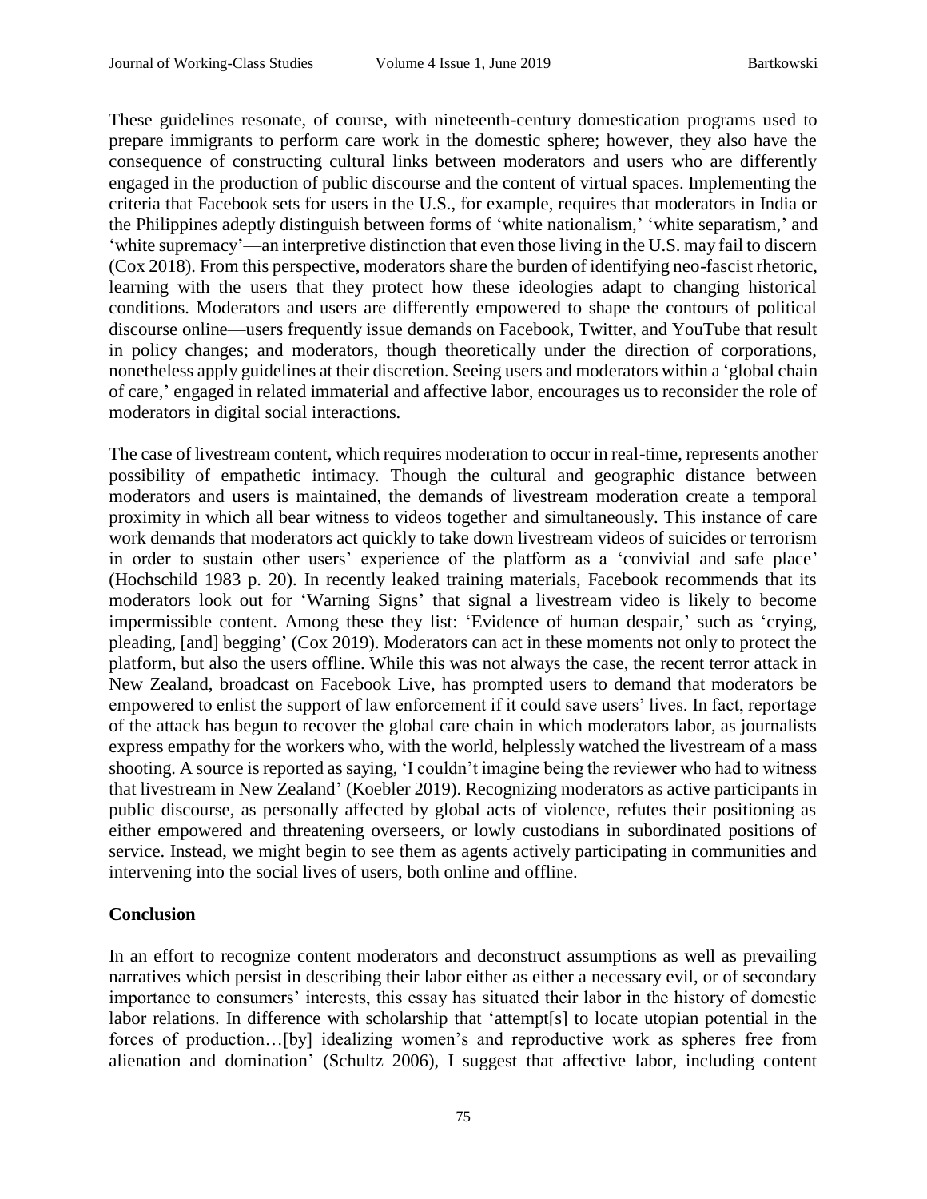These guidelines resonate, of course, with nineteenth-century domestication programs used to prepare immigrants to perform care work in the domestic sphere; however, they also have the consequence of constructing cultural links between moderators and users who are differently engaged in the production of public discourse and the content of virtual spaces. Implementing the criteria that Facebook sets for users in the U.S., for example, requires that moderators in India or the Philippines adeptly distinguish between forms of 'white nationalism,' 'white separatism,' and 'white supremacy'—an interpretive distinction that even those living in the U.S. may fail to discern (Cox 2018). From this perspective, moderators share the burden of identifying neo-fascist rhetoric, learning with the users that they protect how these ideologies adapt to changing historical conditions. Moderators and users are differently empowered to shape the contours of political discourse online—users frequently issue demands on Facebook, Twitter, and YouTube that result in policy changes; and moderators, though theoretically under the direction of corporations, nonetheless apply guidelines at their discretion. Seeing users and moderators within a 'global chain of care,' engaged in related immaterial and affective labor, encourages us to reconsider the role of moderators in digital social interactions.

The case of livestream content, which requires moderation to occur in real-time, represents another possibility of empathetic intimacy. Though the cultural and geographic distance between moderators and users is maintained, the demands of livestream moderation create a temporal proximity in which all bear witness to videos together and simultaneously. This instance of care work demands that moderators act quickly to take down livestream videos of suicides or terrorism in order to sustain other users' experience of the platform as a 'convivial and safe place' (Hochschild 1983 p. 20). In recently leaked training materials, Facebook recommends that its moderators look out for 'Warning Signs' that signal a livestream video is likely to become impermissible content. Among these they list: 'Evidence of human despair,' such as 'crying, pleading, [and] begging' (Cox 2019). Moderators can act in these moments not only to protect the platform, but also the users offline. While this was not always the case, the recent terror attack in New Zealand, broadcast on Facebook Live, has prompted users to demand that moderators be empowered to enlist the support of law enforcement if it could save users' lives. In fact, reportage of the attack has begun to recover the global care chain in which moderators labor, as journalists express empathy for the workers who, with the world, helplessly watched the livestream of a mass shooting. A source is reported as saying, 'I couldn't imagine being the reviewer who had to witness that livestream in New Zealand' (Koebler 2019). Recognizing moderators as active participants in public discourse, as personally affected by global acts of violence, refutes their positioning as either empowered and threatening overseers, or lowly custodians in subordinated positions of service. Instead, we might begin to see them as agents actively participating in communities and intervening into the social lives of users, both online and offline.

## Conclusion

In an effort to recognize content moderators and deconstruct assumptions as well as prevailing narratives which persist in describing their labor either as either a necessary evil, or of secondary importance to consumers' interests, this essay has situated their labor in the history of domestic labor relations. In difference with scholarship that 'attempt[s] to locate utopian potential in the forces of production…[by] idealizing women's and reproductive work as spheres free from alienation and domination' (Schultz 2006), I suggest that affective labor, including content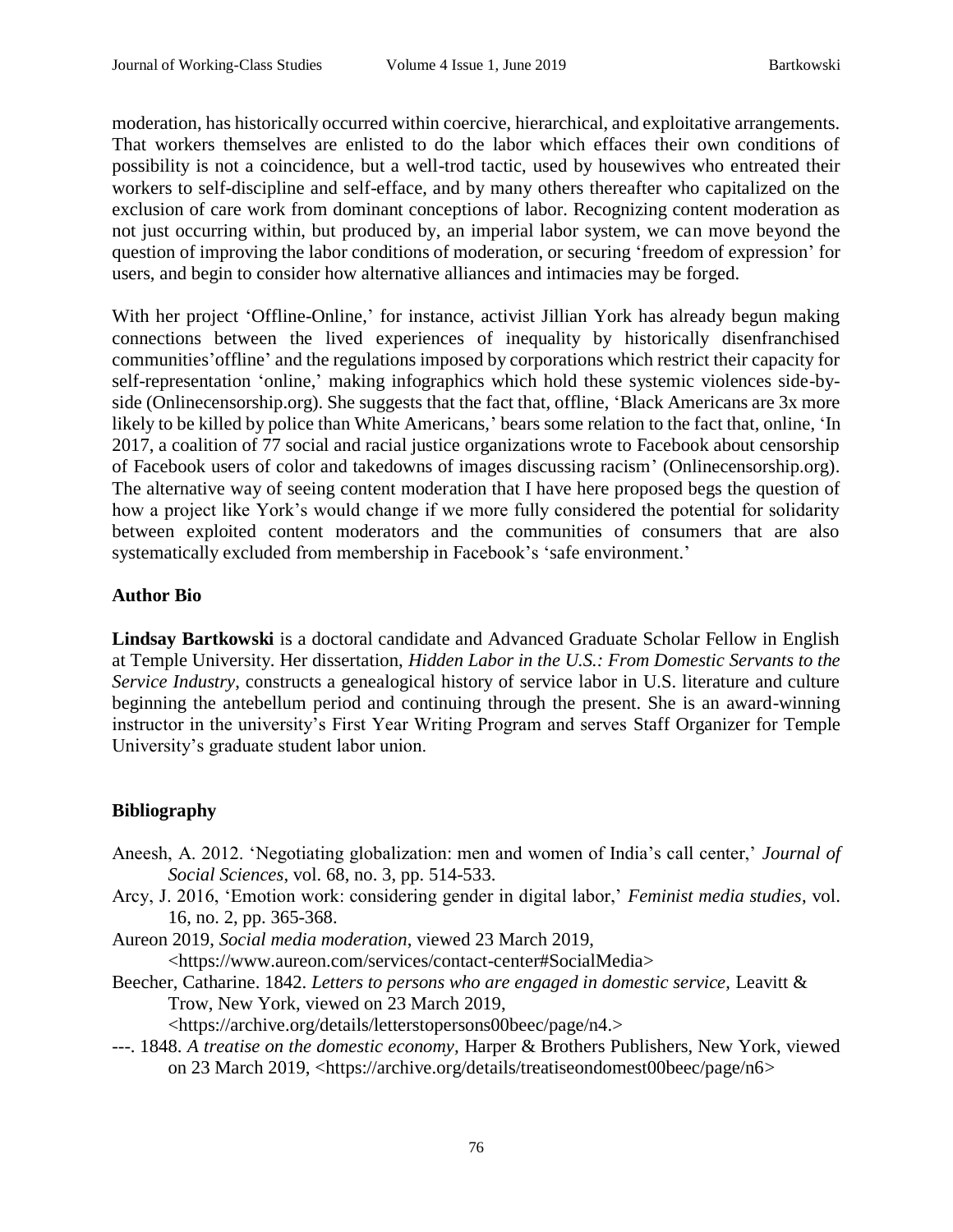moderation, has historically occurred within coercive, hierarchical, and exploitative arrangements. That workers themselves are enlisted to do the labor which effaces their own conditions of possibility is not a coincidence, but a well-trod tactic, used by housewives who entreated their workers to self-discipline and self-efface, and by many others thereafter who capitalized on the exclusion of care work from dominant conceptions of labor. Recognizing content moderation as not just occurring within, but produced by, an imperial labor system, we can move beyond the question of improving the labor conditions of moderation, or securing 'freedom of expression' for users, and begin to consider how alternative alliances and intimacies may be forged.

With her project 'Offline-Online,' for instance, activist Jillian York has already begun making connections between the lived experiences of inequality by historically disenfranchised communities'offline' and the regulations imposed by corporations which restrict their capacity for self-representation 'online,' making infographics which hold these systemic violences side-by-side (Onlinecensorship.org). She suggests that the fact that, offline, 'Black Americans are 3x more likely to be killed by police than White Americans,' bears some relation to the fact that, online, 'In 2017, a coalition of 77 social and racial justice organizations wrote to Facebook about censorship of Facebook users of color and takedowns of images discussing racism' (Onlinecensorship.org). The alternative way of seeing content moderation that I have here proposed begs the question of how a project like York's would change if we more fully considered the potential for solidarity between exploited content moderators and the communities of consumers that are also systematically excluded from membership in Facebook's 'safe environment.'

## Author Bio

**Lindsay Bartkowski** is a doctoral candidate and Advanced Graduate Scholar Fellow in English at Temple University. Her dissertation, *Hidden Labor in the U.S.: From Domestic Servants to the Service Industry*, constructs a genealogical history of service labor in U.S. literature and culture beginning the antebellum period and continuing through the present. She is an award-winning instructor in the university's First Year Writing Program and serves Staff Organizer for Temple University's graduate student labor union.

## Bibliography

Aneesh, A. 2012. 'Negotiating globalization: men and women of India's call center,' *Journal of Social Sciences*, vol. 68, no. 3, pp. 514-533.

Arcy, J. 2016, 'Emotion work: considering gender in digital labor,' *Feminist media studies*, vol. 16, no. 2, pp. 365-368.

Aureon 2019, *Social media moderation*, viewed 23 March 2019, <https://www.aureon.com/services/contact-center#SocialMedia>

Beecher, Catharine. 1842. *Letters to persons who are engaged in domestic service,* Leavitt & Trow, New York, viewed on 23 March 2019, <https://archive.org/details/letterstopersons00beec/page/n4.>

---. 1848. *A treatise on the domestic economy,* Harper & Brothers Publishers, New York, viewed on 23 March 2019, <https://archive.org/details/treatiseondomest00beec/page/n6>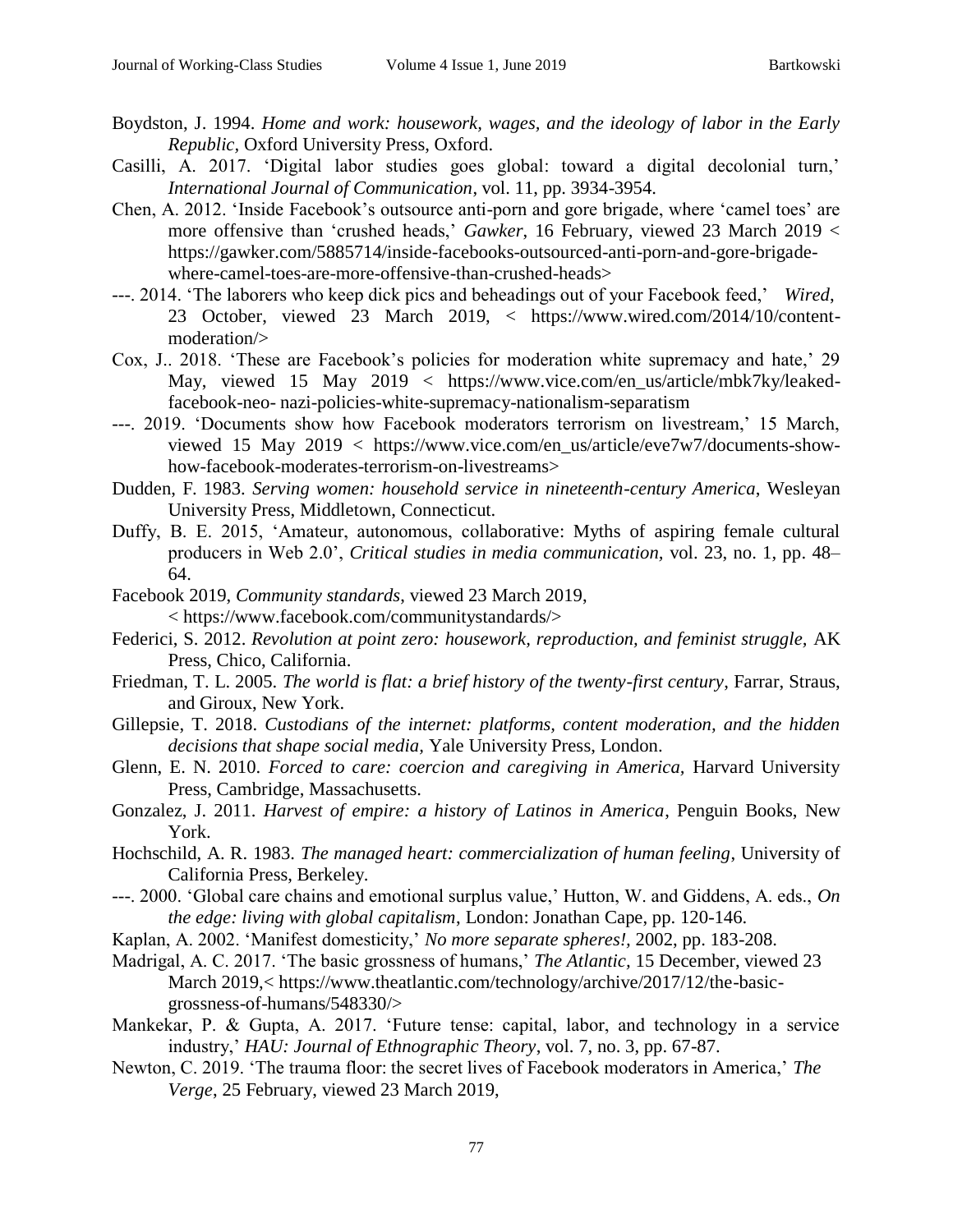Boydston, J. 1994. *Home and work: housework, wages, and the ideology of labor in the Early Republic*, Oxford University Press, Oxford.

Casilli, A. 2017. 'Digital labor studies goes global: toward a digital decolonial turn,' *International Journal of Communication*, vol. 11, pp. 3934-3954.

Chen, A. 2012. 'Inside Facebook's outsource anti-porn and gore brigade, where 'camel toes' are more offensive than 'crushed heads,' *Gawker*, 16 February, viewed 23 March 2019 < https://gawker.com/5885714/inside-facebooks-outsourced-anti-porn-and-gore-brigade-where-camel-toes-are-more-offensive-than-crushed-heads>

---. 2014. 'The laborers who keep dick pics and beheadings out of your Facebook feed,' *Wired*, 23 October, viewed 23 March 2019, < https://www.wired.com/2014/10/content-moderation/>

Cox, J.. 2018. 'These are Facebook's policies for moderation white supremacy and hate,' 29 May, viewed 15 May 2019 < https://www.vice.com/en_us/article/mbk7ky/leaked-facebook-neo- nazi-policies-white-supremacy-nationalism-separatism

---. 2019. 'Documents show how Facebook moderators terrorism on livestream,' 15 March, viewed 15 May 2019 < https://www.vice.com/en_us/article/eve7w7/documents-show-how-facebook-moderates-terrorism-on-livestreams>

Dudden, F. 1983. *Serving women: household service in nineteenth-century America*, Wesleyan University Press, Middletown, Connecticut.

Duffy, B. E. 2015, 'Amateur, autonomous, collaborative: Myths of aspiring female cultural producers in Web 2.0', *Critical studies in media communication*, vol. 23, no. 1, pp. 48–64.

Facebook 2019, *Community standards*, viewed 23 March 2019, < https://www.facebook.com/communitystandards/>

Federici, S. 2012. *Revolution at point zero: housework, reproduction, and feminist struggle,* AK Press, Chico, California.

Friedman, T. L. 2005. *The world is flat: a brief history of the twenty-first century*, Farrar, Straus, and Giroux, New York.

Gillepsie, T. 2018. *Custodians of the internet: platforms, content moderation, and the hidden decisions that shape social media,* Yale University Press, London.

Glenn, E. N. 2010. *Forced to care: coercion and caregiving in America,* Harvard University Press, Cambridge, Massachusetts.

Gonzalez, J. 2011. *Harvest of empire: a history of Latinos in America*, Penguin Books, New York.

Hochschild, A. R. 1983. *The managed heart: commercialization of human feeling*, University of California Press, Berkeley.

---. 2000. 'Global care chains and emotional surplus value,' Hutton, W. and Giddens, A. eds., *On the edge: living with global capitalism*, London: Jonathan Cape, pp. 120-146.

Kaplan, A. 2002. 'Manifest domesticity,' *No more separate spheres!,* 2002, pp. 183-208.

Madrigal, A. C. 2017. 'The basic grossness of humans,' *The Atlantic,* 15 December, viewed 23 March 2019,< https://www.theatlantic.com/technology/archive/2017/12/the-basic-grossness-of-humans/548330/>

Mankekar, P. & Gupta, A. 2017. 'Future tense: capital, labor, and technology in a service industry,' *HAU: Journal of Ethnographic Theory*, vol. 7, no. 3, pp. 67-87.

Newton, C. 2019. 'The trauma floor: the secret lives of Facebook moderators in America,' *The Verge*, 25 February, viewed 23 March 2019,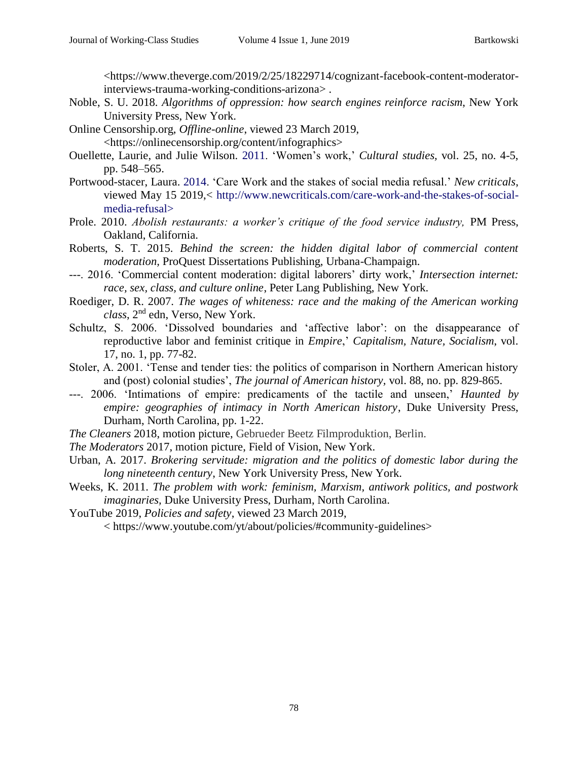<https://www.theverge.com/2019/2/25/18229714/cognizant-facebook-content-moderator-interviews-trauma-working-conditions-arizona> .

Noble, S. U. 2018. *Algorithms of oppression: how search engines reinforce racism*, New York University Press, New York.

Online Censorship.org, *Offline-online*, viewed 23 March 2019, <https://onlinecensorship.org/content/infographics>

Ouellette, Laurie, and Julie Wilson. 2011. 'Women's work,' *Cultural studies,* vol. 25, no. 4-5, pp. 548–565.

Portwood-stacer, Laura. 2014. 'Care Work and the stakes of social media refusal.' *New criticals*, viewed May 15 2019,< http://www.newcriticals.com/care-work-and-the-stakes-of-social-media-refusal>

Prole. 2010. *Abolish restaurants: a worker's critique of the food service industry,* PM Press, Oakland, California.

Roberts, S. T. 2015. *Behind the screen: the hidden digital labor of commercial content moderation,* ProQuest Dissertations Publishing, Urbana-Champaign.

---. 2016. 'Commercial content moderation: digital laborers' dirty work,' *Intersection internet: race, sex, class, and culture online*, Peter Lang Publishing, New York.

Roediger, D. R. 2007. *The wages of whiteness: race and the making of the American working class*, 2nd edn, Verso, New York.

Schultz, S. 2006. 'Dissolved boundaries and 'affective labor': on the disappearance of reproductive labor and feminist critique in *Empire*,' *Capitalism, Nature, Socialism*, vol. 17, no. 1, pp. 77-82.

Stoler, A. 2001. 'Tense and tender ties: the politics of comparison in Northern American history and (post) colonial studies', *The journal of American history*, vol. 88, no. pp. 829-865.

---. 2006. 'Intimations of empire: predicaments of the tactile and unseen,' *Haunted by empire: geographies of intimacy in North American history*, Duke University Press, Durham, North Carolina, pp. 1-22.

*The Cleaners* 2018, motion picture, Gebrueder Beetz Filmproduktion, Berlin.

*The Moderators* 2017, motion picture, Field of Vision, New York.

Urban, A. 2017. *Brokering servitude: migration and the politics of domestic labor during the long nineteenth century*, New York University Press, New York.

Weeks, K. 2011. *The problem with work: feminism, Marxism, antiwork politics, and postwork imaginaries,* Duke University Press, Durham, North Carolina.

YouTube 2019, *Policies and safety*, viewed 23 March 2019, < https://www.youtube.com/yt/about/policies/#community-guidelines>